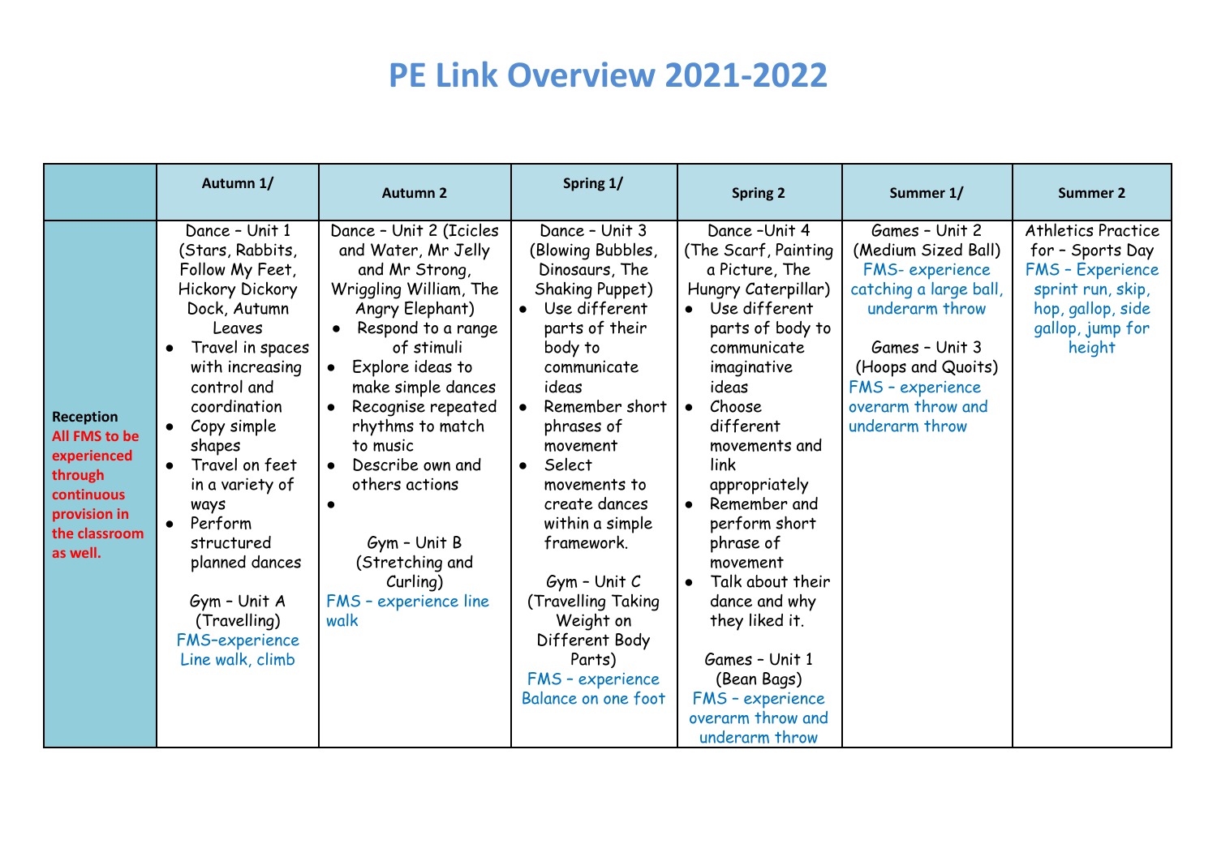# PE Link Overview 2021-2022

| | Autumn 1/ | Autumn 2 | Spring 1/ | Spring 2 | Summer 1/ | Summer 2 |
|---|---|---|---|---|---|---|
| **Reception** **All FMS to be experienced through continuous provision in the classroom as well.** | Dance – Unit 1 (Stars, Rabbits, Follow My Feet, Hickory Dickory Dock, Autumn Leaves<br>• Travel in spaces with increasing control and coordination<br>• Copy simple shapes<br>• Travel on feet in a variety of ways<br>• Perform structured planned dances<br><br>Gym – Unit A (Travelling)<br>FMS–experience Line walk, climb | Dance – Unit 2 (Icicles and Water, Mr Jelly and Mr Strong, Wriggling William, The Angry Elephant)<br>• Respond to a range of stimuli<br>• Explore ideas to make simple dances<br>• Recognise repeated rhythms to match to music<br>• Describe own and others actions<br>•<br><br>Gym – Unit B (Stretching and Curling)<br>FMS – experience line walk | Dance – Unit 3 (Blowing Bubbles, Dinosaurs, The Shaking Puppet)<br>• Use different parts of their body to communicate ideas<br>• Remember short phrases of movement<br>• Select movements to create dances within a simple framework.<br><br>Gym – Unit C (Travelling Taking Weight on Different Body Parts)<br>FMS – experience Balance on one foot | Dance –Unit 4 (The Scarf, Painting a Picture, The Hungry Caterpillar)<br>• Use different parts of body to communicate imaginative ideas<br>• Choose different movements and link appropriately<br>• Remember and perform short phrase of movement<br>• Talk about their dance and why they liked it.<br><br>Games – Unit 1 (Bean Bags)<br>FMS – experience overarm throw and underarm throw | Games – Unit 2 (Medium Sized Ball)<br>FMS- experience catching a large ball, underarm throw<br><br>Games – Unit 3 (Hoops and Quoits)<br>FMS – experience overarm throw and underarm throw | Athletics Practice for – Sports Day<br>FMS – Experience sprint run, skip, hop, gallop, side gallop, jump for height |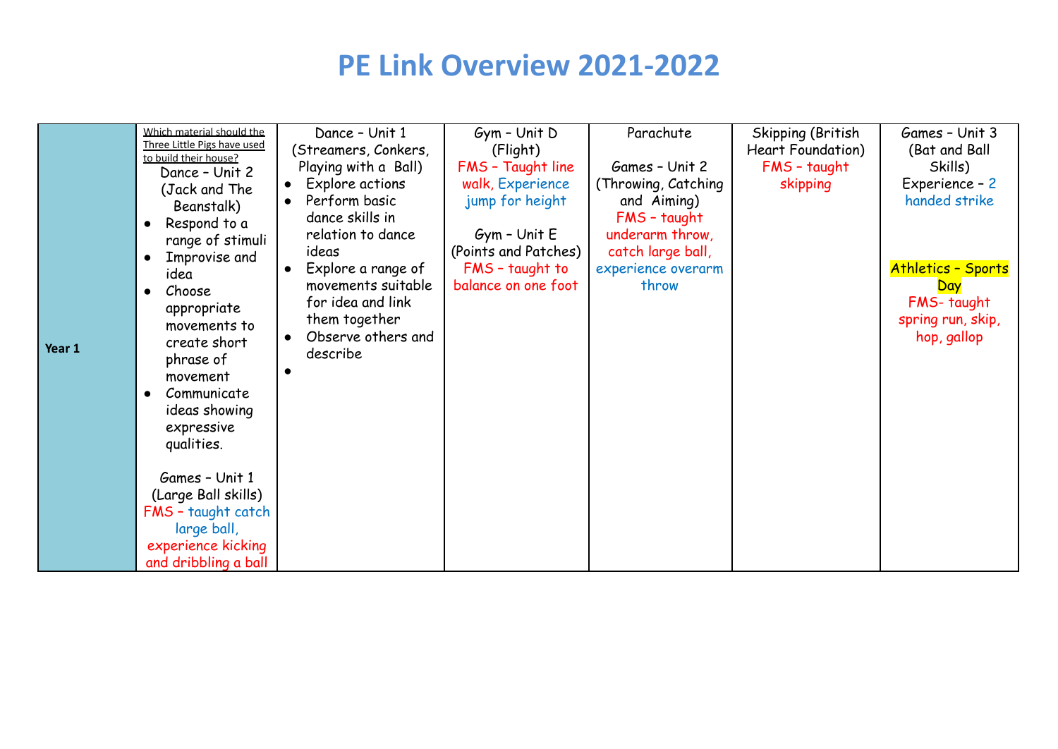# PE Link Overview 2021-2022

| Year 1 | Which material should the Three Little Pigs have used to build their house?<br>Dance – Unit 2 (Jack and The Beanstalk)<br>• Respond to a range of stimuli<br>• Improvise and idea<br>• Choose appropriate movements to create short phrase of movement<br>• Communicate ideas showing expressive qualities.<br><br>Games – Unit 1 (Large Ball skills)<br>FMS – taught catch large ball, experience kicking and dribbling a ball | Dance – Unit 1 (Streamers, Conkers, Playing with a Ball)<br>• Explore actions<br>• Perform basic dance skills in relation to dance ideas<br>• Explore a range of movements suitable for idea and link them together<br>• Observe others and describe<br>• | Gym – Unit D (Flight)<br>FMS – Taught line walk, Experience jump for height<br><br>Gym – Unit E (Points and Patches)<br>FMS – taught to balance on one foot | Parachute<br><br>Games – Unit 2 (Throwing, Catching and Aiming)<br>FMS – taught underarm throw, catch large ball, experience overarm throw | Skipping (British Heart Foundation)<br>FMS – taught skipping | Games – Unit 3 (Bat and Ball Skills)<br>Experience – 2 handed strike<br><br>Athletics – Sports Day<br>FMS- taught spring run, skip, hop, gallop |
|---|---|---|---|---|---|---|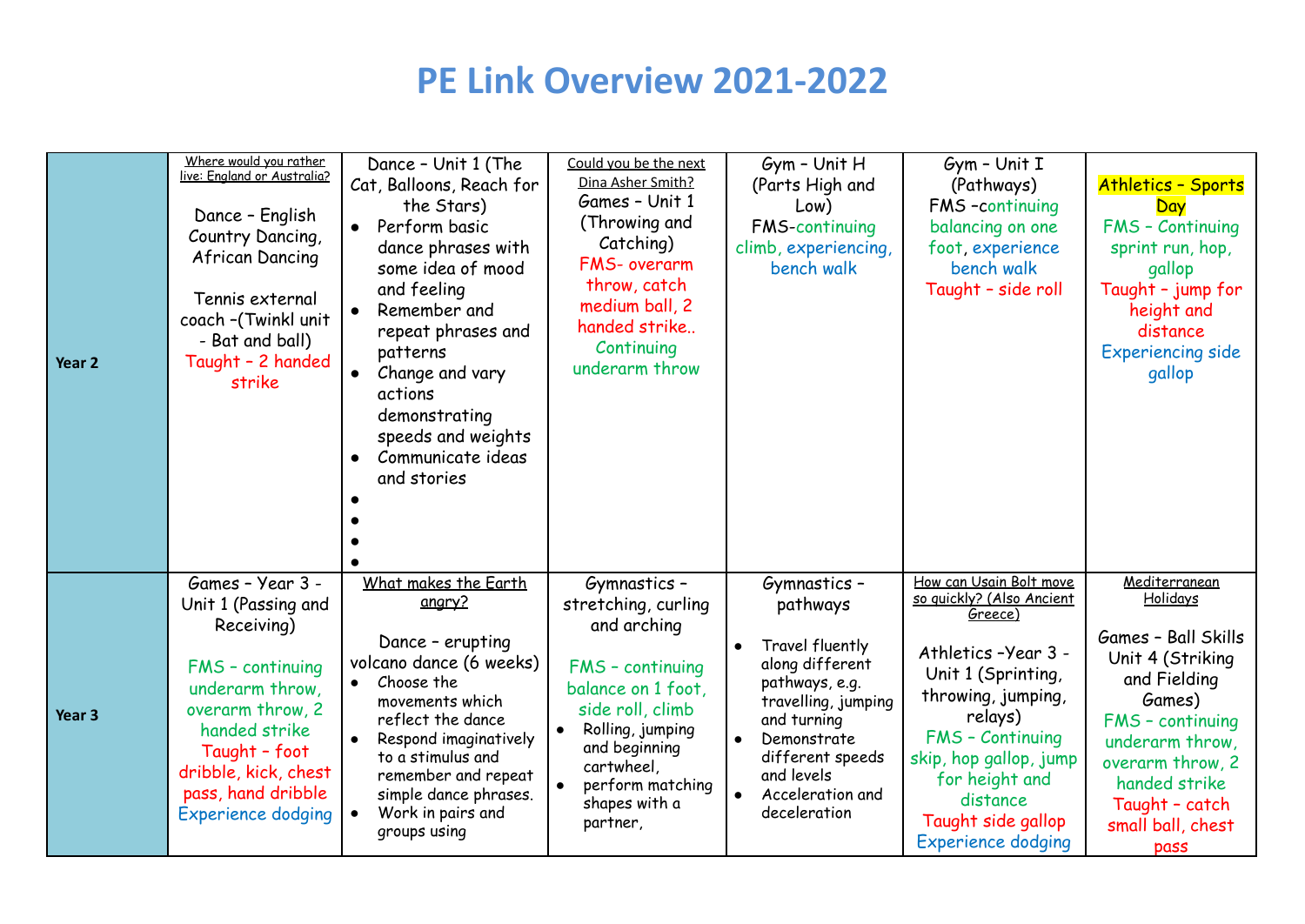# PE Link Overview 2021-2022

| | | | | | | |
|---|---|---|---|---|---|---|
| **Year 2** | Where would you rather live: England or Australia?<br><br>Dance – English Country Dancing, African Dancing<br><br>Tennis external coach –(Twinkl unit - Bat and ball)<br>Taught – 2 handed strike | Dance – Unit 1 (The Cat, Balloons, Reach for the Stars)<br>• Perform basic dance phrases with some idea of mood and feeling<br>• Remember and repeat phrases and patterns<br>• Change and vary actions demonstrating speeds and weights<br>• Communicate ideas and stories<br>•<br>•<br>•<br>• | Could you be the next Dina Asher Smith?<br>Games – Unit 1 (Throwing and Catching)<br>FMS- overarm throw, catch medium ball, 2 handed strike..<br>Continuing underarm throw | Gym – Unit H (Parts High and Low)<br>FMS-continuing climb, experiencing, bench walk | Gym – Unit I (Pathways)<br>FMS –continuing balancing on one foot, experience bench walk<br>Taught – side roll | Athletics – Sports Day<br>FMS – Continuing sprint run, hop, gallop<br>Taught – jump for height and distance<br>Experiencing side gallop |
| **Year 3** | Games – Year 3 - Unit 1 (Passing and Receiving)<br><br>FMS – continuing underarm throw, overarm throw, 2 handed strike<br>Taught – foot dribble, kick, chest pass, hand dribble<br>Experience dodging | What makes the Earth angry?<br><br>Dance – erupting volcano dance (6 weeks)<br>• Choose the movements which reflect the dance<br>• Respond imaginatively to a stimulus and remember and repeat simple dance phrases.<br>• Work in pairs and groups using | Gymnastics – stretching, curling and arching<br><br>FMS – continuing balance on 1 foot, side roll, climb<br>• Rolling, jumping and beginning cartwheel,<br>• perform matching shapes with a partner, | Gymnastics – pathways<br><br>• Travel fluently along different pathways, e.g. travelling, jumping and turning<br>• Demonstrate different speeds and levels<br>• Acceleration and deceleration | How can Usain Bolt move so quickly? (Also Ancient Greece)<br><br>Athletics –Year 3 - Unit 1 (Sprinting, throwing, jumping, relays)<br>FMS – Continuing skip, hop gallop, jump for height and distance<br>Taught side gallop<br>Experience dodging | Mediterranean Holidays<br><br>Games – Ball Skills Unit 4 (Striking and Fielding Games)<br>FMS – continuing underarm throw, overarm throw, 2 handed strike<br>Taught – catch small ball, chest pass |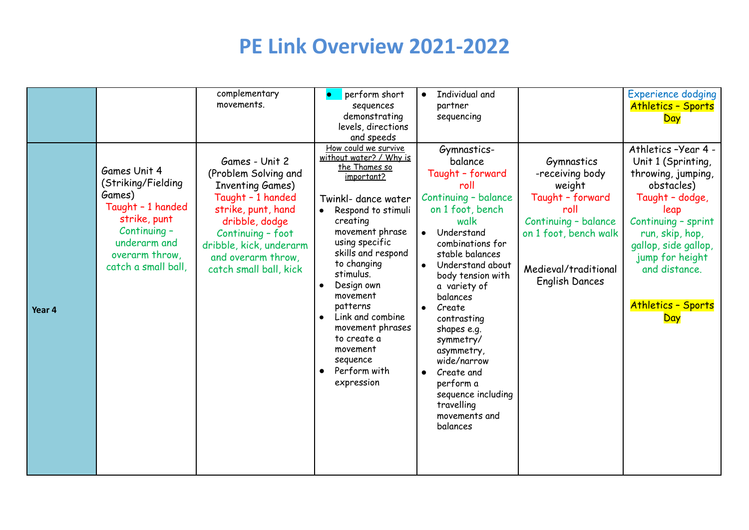# PE Link Overview 2021-2022

| | | | | | | |
|---|---|---|---|---|---|---|
| | | complementary movements. | • perform short sequences demonstrating levels, directions and speeds | • Individual and partner sequencing | | Experience dodging<br>Athletics – Sports Day |
| **Year 4** | Games Unit 4 (Striking/Fielding Games)<br>Taught – 1 handed strike, punt<br>Continuing – underarm and overarm throw, catch a small ball, | Games - Unit 2 (Problem Solving and Inventing Games)<br>Taught – 1 handed strike, punt, hand dribble, dodge<br>Continuing – foot dribble, kick, underarm and overarm throw, catch small ball, kick | How could we survive without water? / Why is the Thames so important?<br><br>Twinkl- dance water<br>• Respond to stimuli creating movement phrase using specific skills and respond to changing stimulus.<br>• Design own movement patterns<br>• Link and combine movement phrases to create a movement sequence<br>• Perform with expression | Gymnastics- balance<br>Taught – forward roll<br>Continuing – balance on 1 foot, bench walk<br>• Understand combinations for stable balances<br>• Understand about body tension with a variety of balances<br>• Create contrasting shapes e.g. symmetry/ asymmetry, wide/narrow<br>• Create and perform a sequence including travelling movements and balances | Gymnastics -receiving body weight<br>Taught – forward roll<br>Continuing – balance on 1 foot, bench walk<br><br>Medieval/traditional English Dances | Athletics –Year 4 - Unit 1 (Sprinting, throwing, jumping, obstacles)<br>Taught – dodge, leap<br>Continuing – sprint run, skip, hop, gallop, side gallop, jump for height and distance.<br><br>Athletics – Sports Day |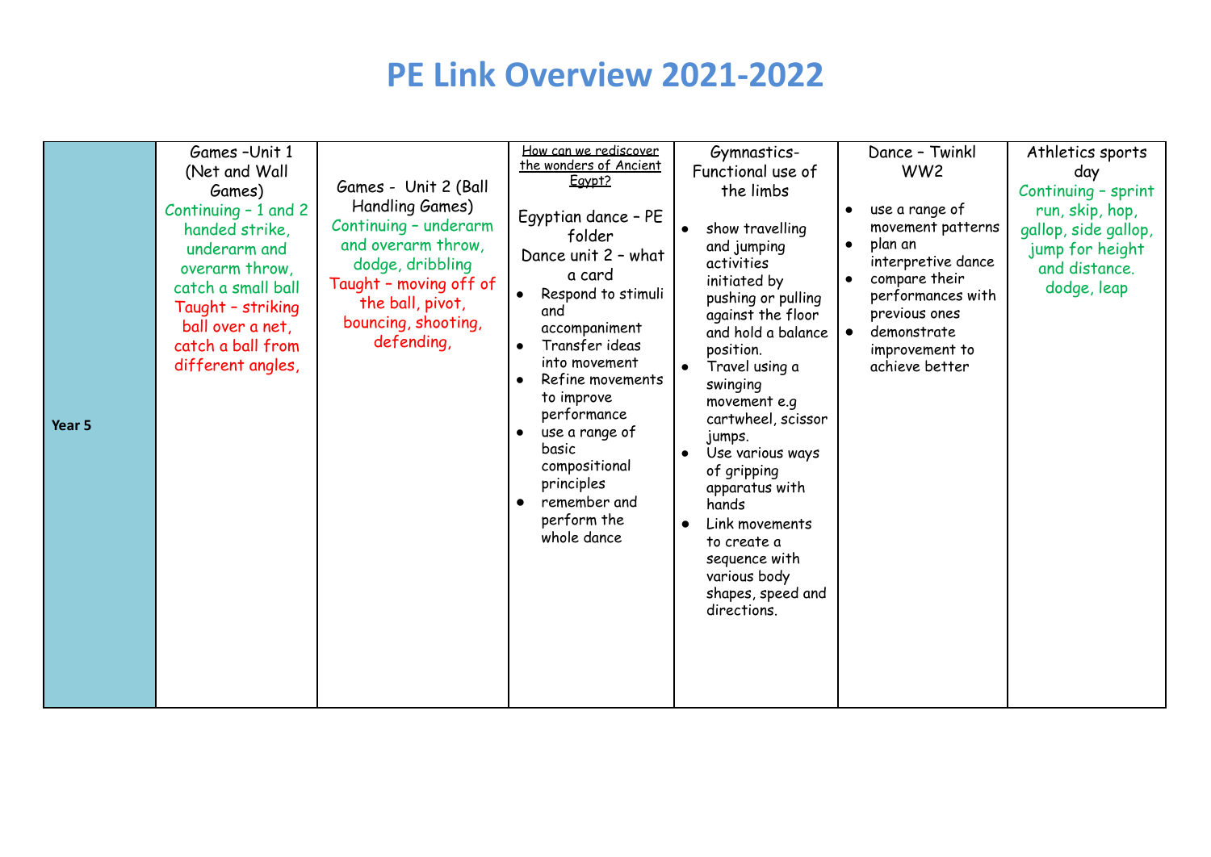# PE Link Overview 2021-2022

| Year 5 | Games –Unit 1 (Net and Wall Games)<br>Continuing – 1 and 2 handed strike, underarm and overarm throw, catch a small ball<br>Taught – striking ball over a net, catch a ball from different angles, | Games - Unit 2 (Ball Handling Games)<br>Continuing – underarm and overarm throw, dodge, dribbling<br>Taught – moving off of the ball, pivot, bouncing, shooting, defending, | How can we rediscover the wonders of Ancient Egypt?<br>Egyptian dance – PE folder<br>Dance unit 2 – what a card<br>• Respond to stimuli and accompaniment<br>• Transfer ideas into movement<br>• Refine movements to improve performance<br>• use a range of basic compositional principles<br>• remember and perform the whole dance | Gymnastics- Functional use of the limbs<br>• show travelling and jumping activities initiated by pushing or pulling against the floor and hold a balance position.<br>• Travel using a swinging movement e.g cartwheel, scissor jumps.<br>• Use various ways of gripping apparatus with hands<br>• Link movements to create a sequence with various body shapes, speed and directions. | Dance – Twinkl WW2<br>• use a range of movement patterns<br>• plan an interpretive dance<br>• compare their performances with previous ones<br>• demonstrate improvement to achieve better | Athletics sports day<br>Continuing – sprint run, skip, hop, gallop, side gallop, jump for height and distance. dodge, leap |
|---|---|---|---|---|---|---|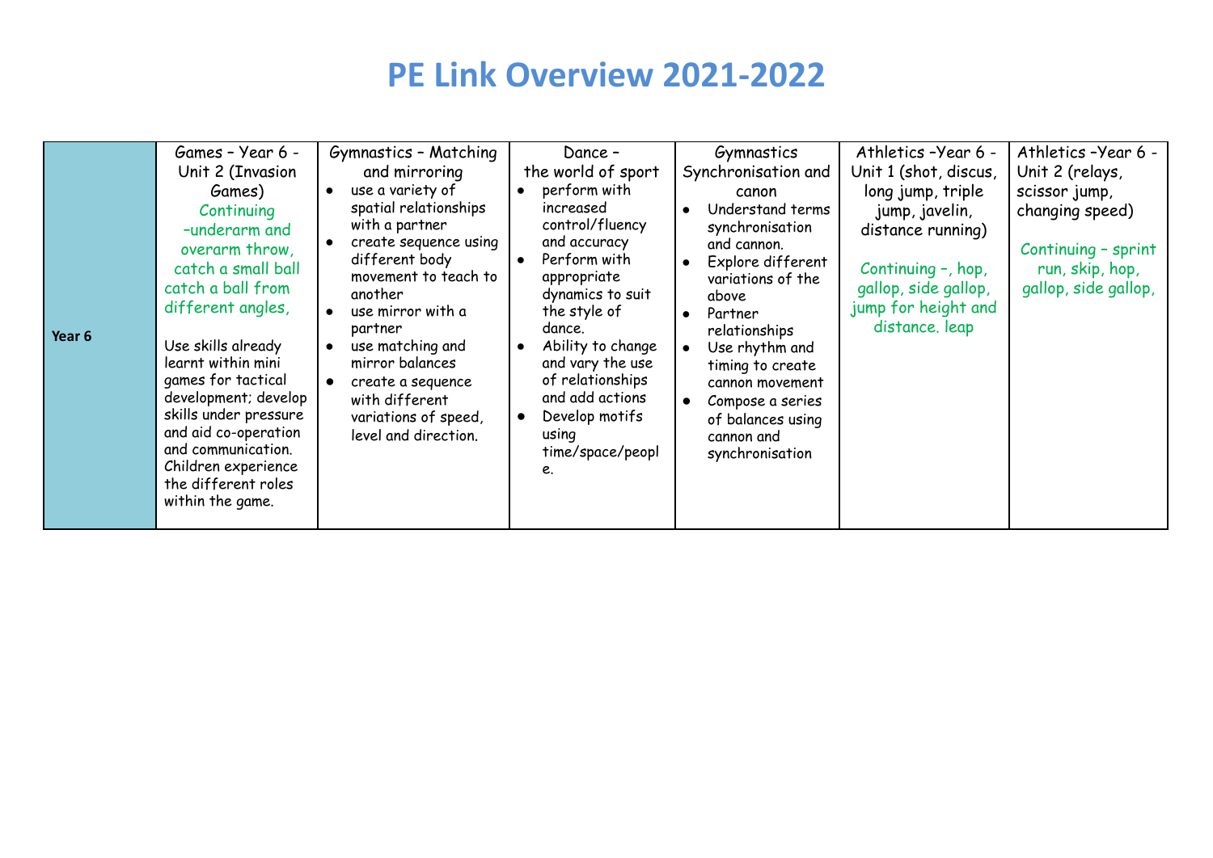# PE Link Overview 2021-2022

| | | | | | | |
|---|---|---|---|---|---|---|
| **Year 6** | Games – Year 6 - Unit 2 (Invasion Games)<br>Continuing –underarm and overarm throw, catch a small ball catch a ball from different angles,<br><br>Use skills already learnt within mini games for tactical development; develop skills under pressure and aid co-operation and communication. Children experience the different roles within the game. | Gymnastics – Matching and mirroring<br>• use a variety of spatial relationships with a partner<br>• create sequence using different body movement to teach to another<br>• use mirror with a partner<br>• use matching and mirror balances<br>• create a sequence with different variations of speed, level and direction. | Dance – the world of sport<br>• perform with increased control/fluency and accuracy<br>• Perform with appropriate dynamics to suit the style of dance.<br>• Ability to change and vary the use of relationships and add actions<br>• Develop motifs using time/space/people. | Gymnastics Synchronisation and canon<br>• Understand terms synchronisation and cannon.<br>• Explore different variations of the above<br>• Partner relationships<br>• Use rhythm and timing to create cannon movement<br>• Compose a series of balances using cannon and synchronisation | Athletics –Year 6 - Unit 1 (shot, discus, long jump, triple jump, javelin, distance running)<br><br>Continuing –, hop, gallop, side gallop, jump for height and distance. leap | Athletics –Year 6 - Unit 2 (relays, scissor jump, changing speed)<br><br>Continuing – sprint run, skip, hop, gallop, side gallop, |